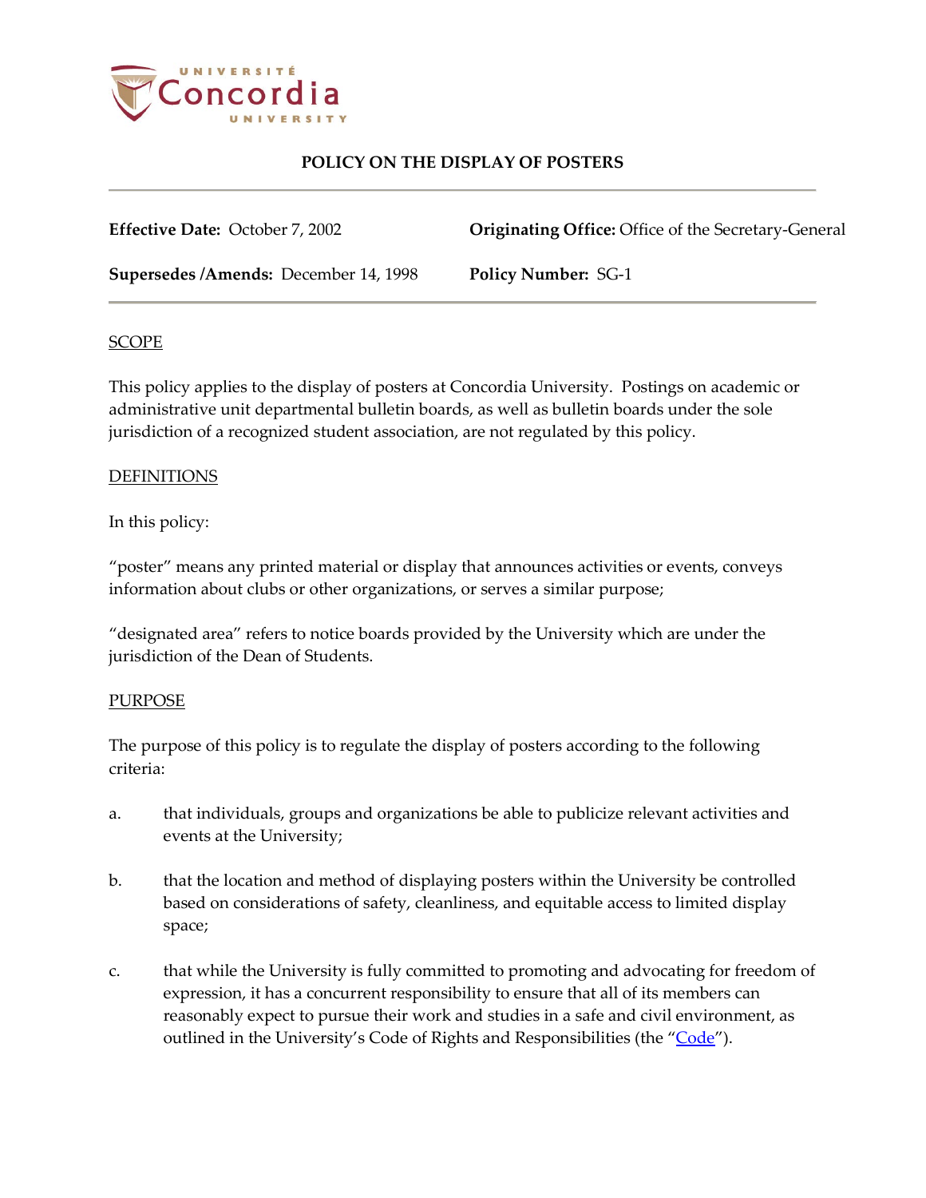# POLICY ON THE DISPLAY OF POSTERS

**Effective Date:** October 7, 2002

**Originating Office:** Office of the Secretary-General

**Supersedes /Amends:** December 14, 1998

**Policy Number:** SG-1

---

## SCOPE

This policy applies to the display of posters at Concordia University. Postings on academic or administrative unit departmental bulletin boards, as well as bulletin boards under the sole jurisdiction of a recognized student association, are not regulated by this policy.

## DEFINITIONS

In this policy:

"poster" means any printed material or display that announces activities or events, conveys information about clubs or other organizations, or serves a similar purpose;

"designated area" refers to notice boards provided by the University which are under the jurisdiction of the Dean of Students.

## PURPOSE

The purpose of this policy is to regulate the display of posters according to the following criteria:

a. that individuals, groups and organizations be able to publicize relevant activities and events at the University;

b. that the location and method of displaying posters within the University be controlled based on considerations of safety, cleanliness, and equitable access to limited display space;

c. that while the University is fully committed to promoting and advocating for freedom of expression, it has a concurrent responsibility to ensure that all of its members can reasonably expect to pursue their work and studies in a safe and civil environment, as outlined in the University's Code of Rights and Responsibilities (the "Code").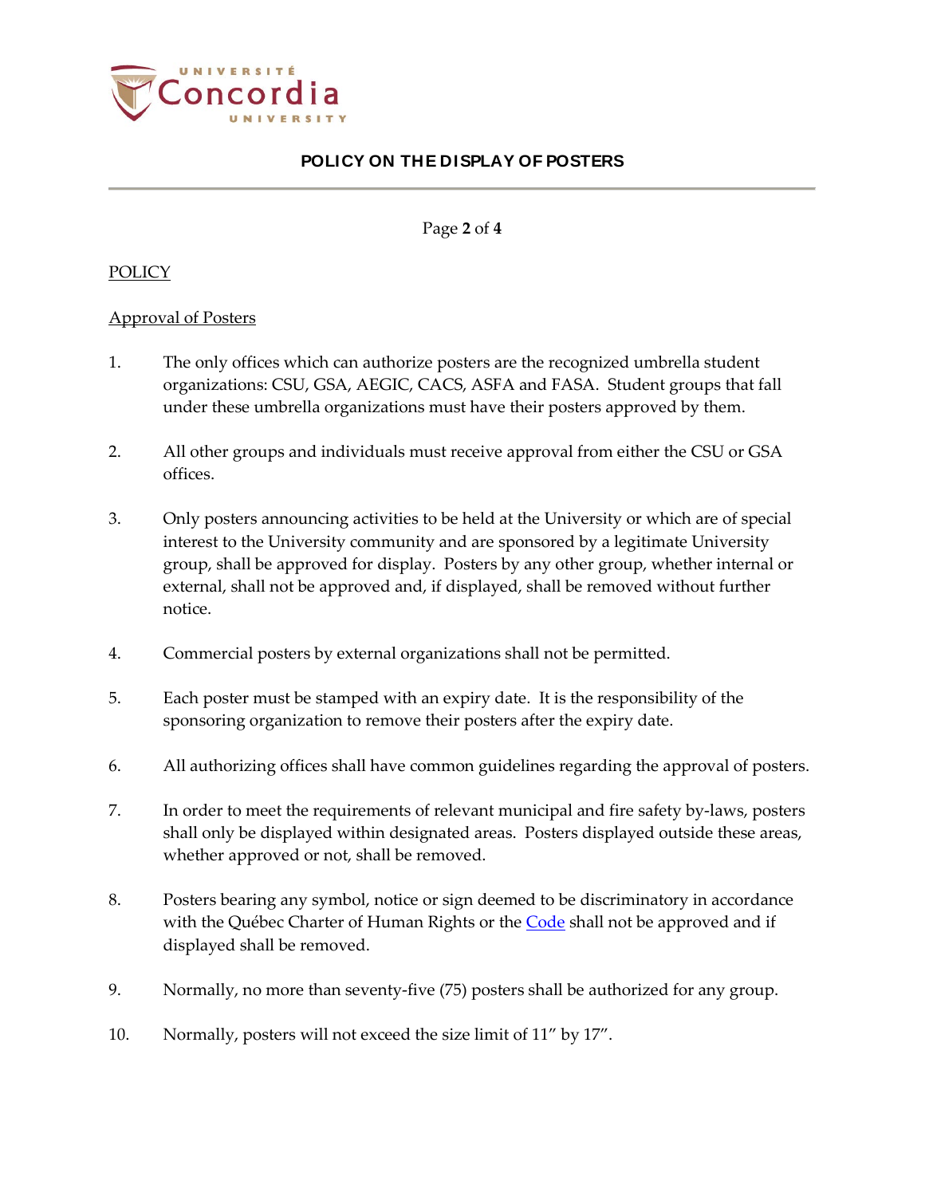POLICY

Approval of Posters

1. The only offices which can authorize posters are the recognized umbrella student organizations: CSU, GSA, AEGIC, CACS, ASFA and FASA. Student groups that fall under these umbrella organizations must have their posters approved by them.

2. All other groups and individuals must receive approval from either the CSU or GSA offices.

3. Only posters announcing activities to be held at the University or which are of special interest to the University community and are sponsored by a legitimate University group, shall be approved for display. Posters by any other group, whether internal or external, shall not be approved and, if displayed, shall be removed without further notice.

4. Commercial posters by external organizations shall not be permitted.

5. Each poster must be stamped with an expiry date. It is the responsibility of the sponsoring organization to remove their posters after the expiry date.

6. All authorizing offices shall have common guidelines regarding the approval of posters.

7. In order to meet the requirements of relevant municipal and fire safety by-laws, posters shall only be displayed within designated areas. Posters displayed outside these areas, whether approved or not, shall be removed.

8. Posters bearing any symbol, notice or sign deemed to be discriminatory in accordance with the Québec Charter of Human Rights or the Code shall not be approved and if displayed shall be removed.

9. Normally, no more than seventy-five (75) posters shall be authorized for any group.

10. Normally, posters will not exceed the size limit of 11" by 17".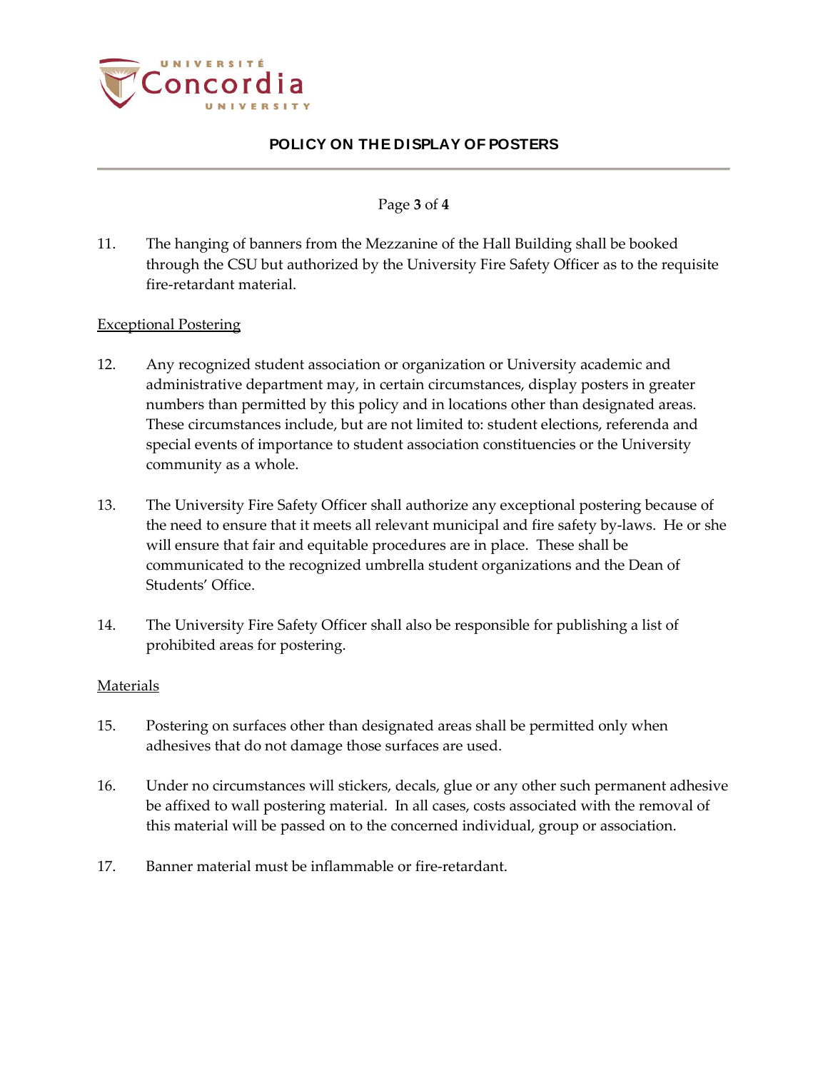11. The hanging of banners from the Mezzanine of the Hall Building shall be booked through the CSU but authorized by the University Fire Safety Officer as to the requisite fire-retardant material.

## Exceptional Postering

12. Any recognized student association or organization or University academic and administrative department may, in certain circumstances, display posters in greater numbers than permitted by this policy and in locations other than designated areas. These circumstances include, but are not limited to: student elections, referenda and special events of importance to student association constituencies or the University community as a whole.

13. The University Fire Safety Officer shall authorize any exceptional postering because of the need to ensure that it meets all relevant municipal and fire safety by-laws. He or she will ensure that fair and equitable procedures are in place. These shall be communicated to the recognized umbrella student organizations and the Dean of Students' Office.

14. The University Fire Safety Officer shall also be responsible for publishing a list of prohibited areas for postering.

## Materials

15. Postering on surfaces other than designated areas shall be permitted only when adhesives that do not damage those surfaces are used.

16. Under no circumstances will stickers, decals, glue or any other such permanent adhesive be affixed to wall postering material. In all cases, costs associated with the removal of this material will be passed on to the concerned individual, group or association.

17. Banner material must be inflammable or fire-retardant.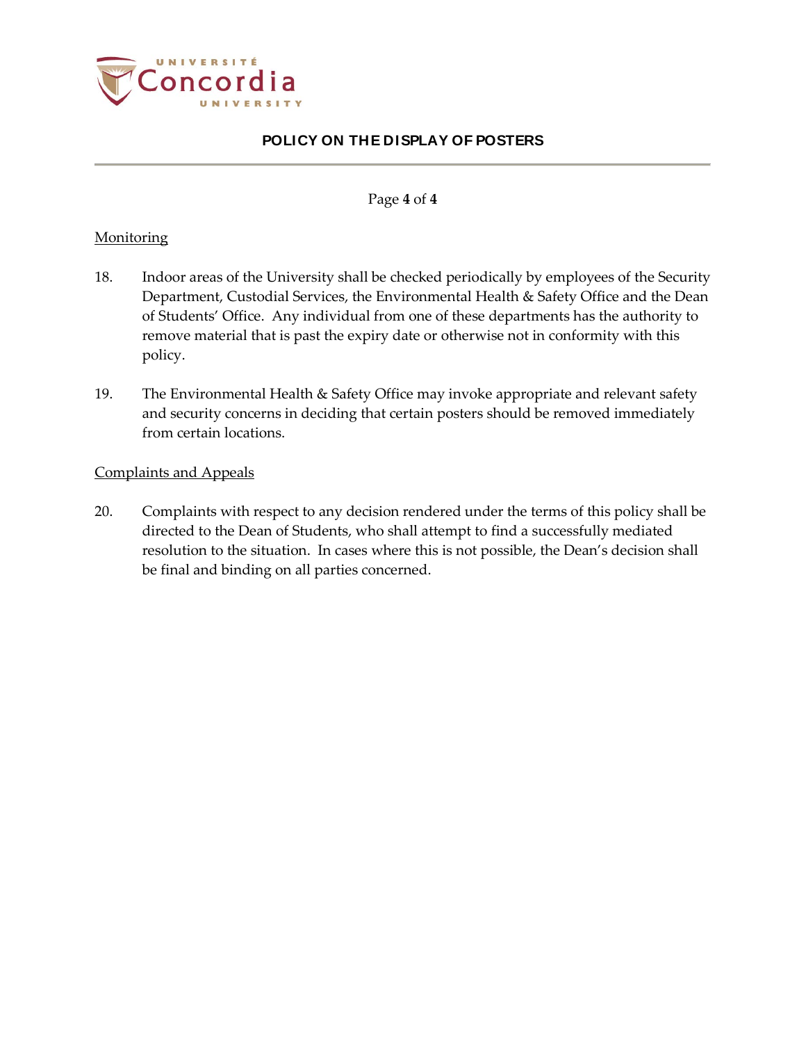Monitoring

18. Indoor areas of the University shall be checked periodically by employees of the Security Department, Custodial Services, the Environmental Health & Safety Office and the Dean of Students' Office. Any individual from one of these departments has the authority to remove material that is past the expiry date or otherwise not in conformity with this policy.

19. The Environmental Health & Safety Office may invoke appropriate and relevant safety and security concerns in deciding that certain posters should be removed immediately from certain locations.

Complaints and Appeals

20. Complaints with respect to any decision rendered under the terms of this policy shall be directed to the Dean of Students, who shall attempt to find a successfully mediated resolution to the situation. In cases where this is not possible, the Dean's decision shall be final and binding on all parties concerned.